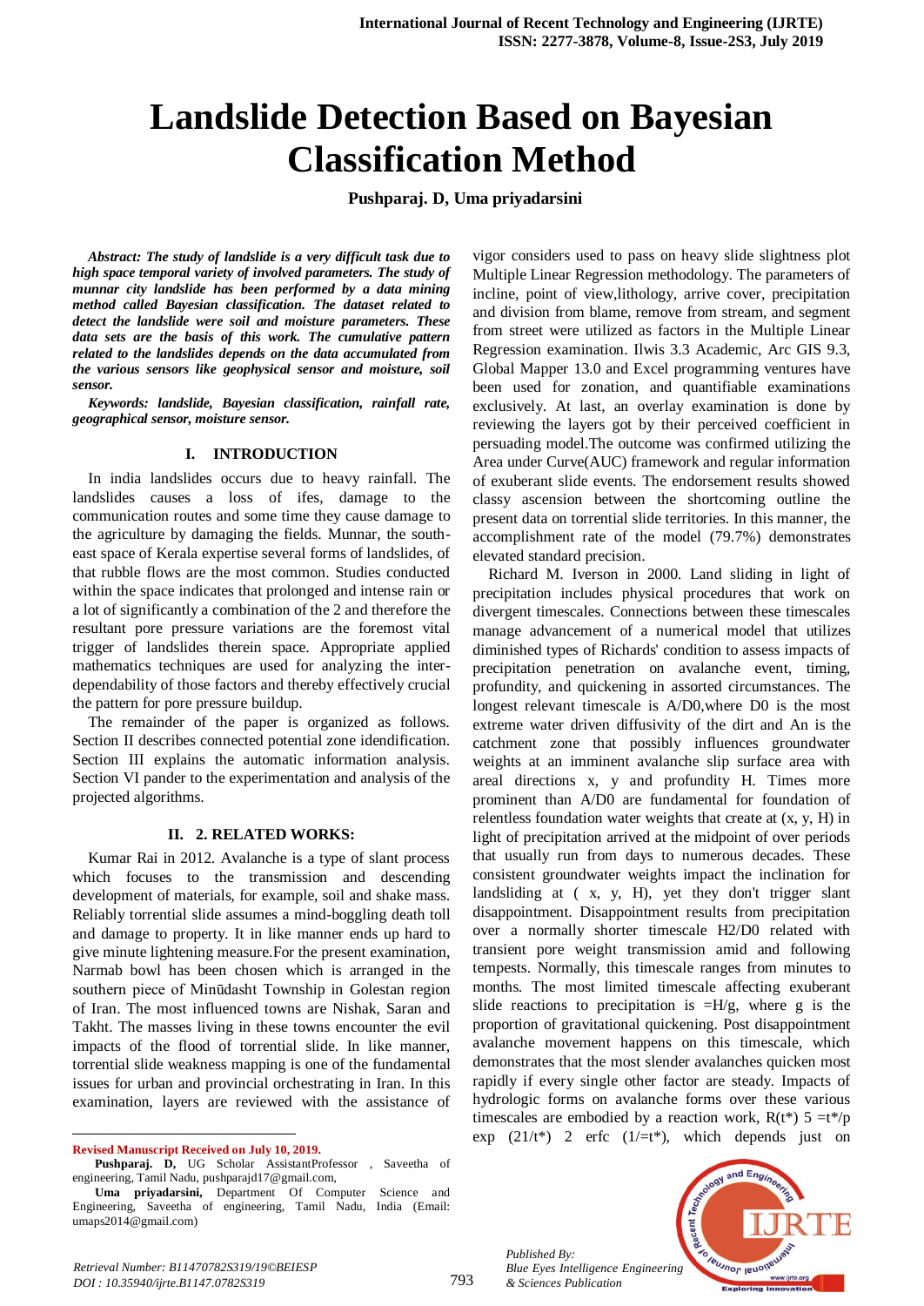# Landslide Detection Based on Bayesian Classification Method

**Pushparaj. D, Uma priyadarsini**

***Abstract: The study of landslide is a very difficult task due to high space temporal variety of involved parameters. The study of munnar city landslide has been performed by a data mining method called Bayesian classification. The dataset related to detect the landslide were soil and moisture parameters. These data sets are the basis of this work. The cumulative pattern related to the landslides depends on the data accumulated from the various sensors like geophysical sensor and moisture, soil sensor.***

***Keywords: landslide, Bayesian classification, rainfall rate, geographical sensor, moisture sensor.***

## I. INTRODUCTION

In india landslides occurs due to heavy rainfall. The landslides causes a loss of ifes, damage to the communication routes and some time they cause damage to the agriculture by damaging the fields. Munnar, the south-east space of Kerala expertise several forms of landslides, of that rubble flows are the most common. Studies conducted within the space indicates that prolonged and intense rain or a lot of significantly a combination of the 2 and therefore the resultant pore pressure variations are the foremost vital trigger of landslides therein space. Appropriate applied mathematics techniques are used for analyzing the inter-dependability of those factors and thereby effectively crucial the pattern for pore pressure buildup.

The remainder of the paper is organized as follows. Section II describes connected potential zone idendification. Section III explains the automatic information analysis. Section VI pander to the experimentation and analysis of the projected algorithms.

## II. 2. RELATED WORKS:

Kumar Rai in 2012. Avalanche is a type of slant process which focuses to the transmission and descending development of materials, for example, soil and shake mass. Reliably torrential slide assumes a mind-boggling death toll and damage to property. It in like manner ends up hard to give minute lightening measure.For the present examination, Narmab bowl has been chosen which is arranged in the southern piece of Minūdasht Township in Golestan region of Iran. The most influenced towns are Nishak, Saran and Takht. The masses living in these towns encounter the evil impacts of the flood of torrential slide. In like manner, torrential slide weakness mapping is one of the fundamental issues for urban and provincial orchestrating in Iran. In this examination, layers are reviewed with the assistance of vigor considers used to pass on heavy slide slightness plot Multiple Linear Regression methodology. The parameters of incline, point of view,lithology, arrive cover, precipitation and division from blame, remove from stream, and segment from street were utilized as factors in the Multiple Linear Regression examination. Ilwis 3.3 Academic, Arc GIS 9.3, Global Mapper 13.0 and Excel programming ventures have been used for zonation, and quantifiable examinations exclusively. At last, an overlay examination is done by reviewing the layers got by their perceived coefficient in persuading model.The outcome was confirmed utilizing the Area under Curve(AUC) framework and regular information of exuberant slide events. The endorsement results showed classy ascension between the shortcoming outline the present data on torrential slide territories. In this manner, the accomplishment rate of the model (79.7%) demonstrates elevated standard precision.

Richard M. Iverson in 2000. Land sliding in light of precipitation includes physical procedures that work on divergent timescales. Connections between these timescales manage advancement of a numerical model that utilizes diminished types of Richards' condition to assess impacts of precipitation penetration on avalanche event, timing, profundity, and quickening in assorted circumstances. The longest relevant timescale is A/D0,where D0 is the most extreme water driven diffusivity of the dirt and An is the catchment zone that possibly influences groundwater weights at an imminent avalanche slip surface area with areal directions x, y and profundity H. Times more prominent than A/D0 are fundamental for foundation of relentless foundation water weights that create at (x, y, H) in light of precipitation arrived at the midpoint of over periods that usually run from days to numerous decades. These consistent groundwater weights impact the inclination for landsliding at ( x, y, H), yet they don't trigger slant disappointment. Disappointment results from precipitation over a normally shorter timescale H2/D0 related with transient pore weight transmission amid and following tempests. Normally, this timescale ranges from minutes to months. The most limited timescale affecting exuberant slide reactions to precipitation is =H/g, where g is the proportion of gravitational quickening. Post disappointment avalanche movement happens on this timescale, which demonstrates that the most slender avalanches quicken most rapidly if every single other factor are steady. Impacts of hydrologic forms on avalanche forms over these various timescales are embodied by a reaction work, R(t*) 5 =t*/p exp (21/t*) 2 erfc (1/=t*), which depends just on

---

**Revised Manuscript Received on July 10, 2019.**

**Pushparaj. D,** UG Scholar AssistantProfessor , Saveetha of engineering, Tamil Nadu, pushparajd17@gmail.com,

**Uma priyadarsini,** Department Of Computer Science and Engineering, Saveetha of engineering, Tamil Nadu, India (Email: umaps2014@gmail.com)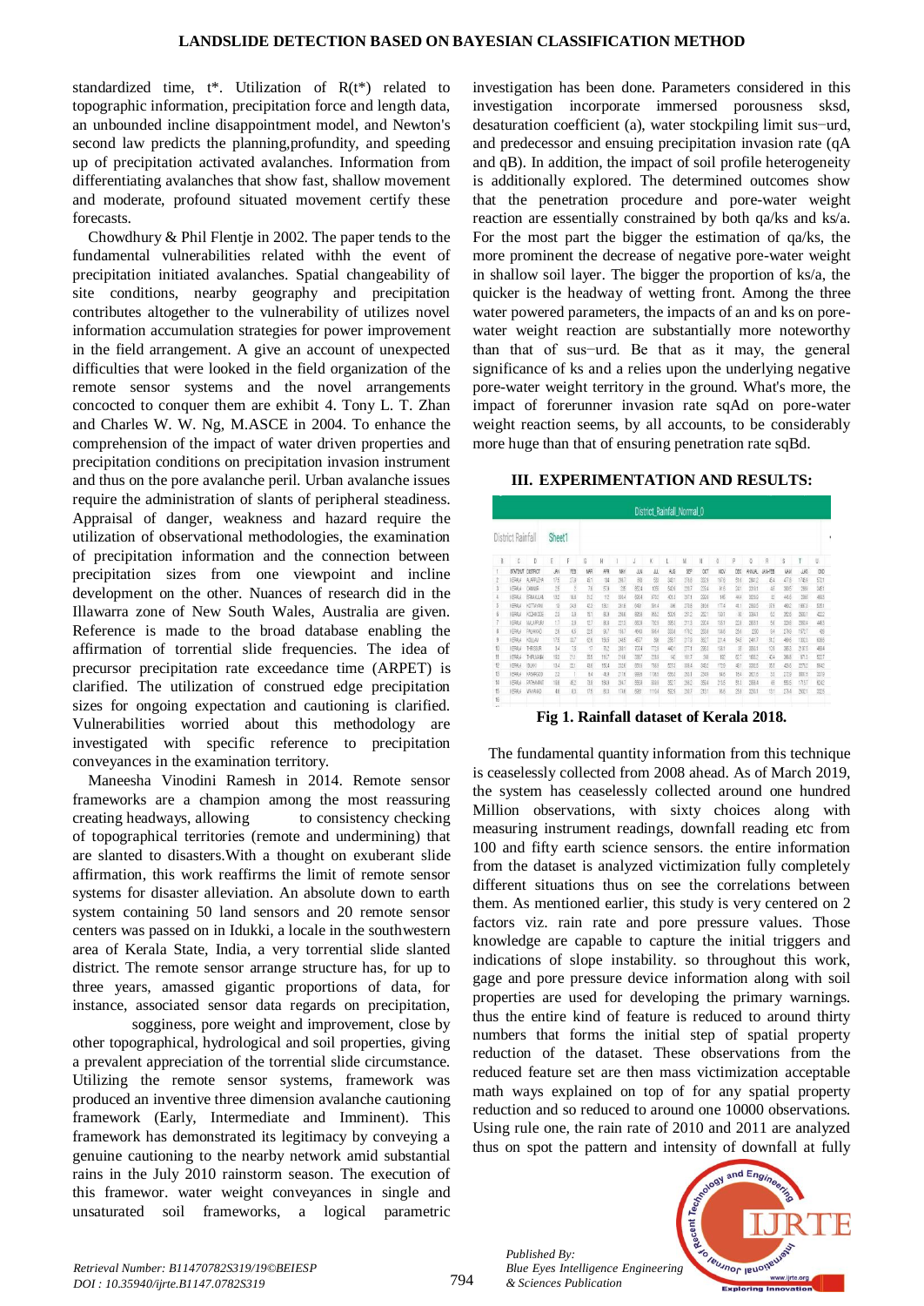standardized time, t*. Utilization of R(t*) related to topographic information, precipitation force and length data, an unbounded incline disappointment model, and Newton's second law predicts the planning,profundity, and speeding up of precipitation activated avalanches. Information from differentiating avalanches that show fast, shallow movement and moderate, profound situated movement certify these forecasts.

Chowdhury & Phil Flentje in 2002. The paper tends to the fundamental vulnerabilities related withh the event of precipitation initiated avalanches. Spatial changeability of site conditions, nearby geography and precipitation contributes altogether to the vulnerability of utilizes novel information accumulation strategies for power improvement in the field arrangement. A give an account of unexpected difficulties that were looked in the field organization of the remote sensor systems and the novel arrangements concocted to conquer them are exhibit 4. Tony L. T. Zhan and Charles W. W. Ng, M.ASCE in 2004. To enhance the comprehension of the impact of water driven properties and precipitation conditions on precipitation invasion instrument and thus on the pore avalanche peril. Urban avalanche issues require the administration of slants of peripheral steadiness. Appraisal of danger, weakness and hazard require the utilization of observational methodologies, the examination of precipitation information and the connection between precipitation sizes from one viewpoint and incline development on the other. Nuances of research did in the Illawarra zone of New South Wales, Australia are given. Reference is made to the broad database enabling the affirmation of torrential slide frequencies. The idea of precursor precipitation rate exceedance time (ARPET) is clarified. The utilization of construed edge precipitation sizes for ongoing expectation and cautioning is clarified. Vulnerabilities worried about this methodology are investigated with specific reference to precipitation conveyances in the examination territory.

Maneesha Vinodini Ramesh in 2014. Remote sensor frameworks are a champion among the most reassuring creating headways, allowing to consistency checking of topographical territories (remote and undermining) that are slanted to disasters.With a thought on exuberant slide affirmation, this work reaffirms the limit of remote sensor systems for disaster alleviation. An absolute down to earth system containing 50 land sensors and 20 remote sensor centers was passed on in Idukki, a locale in the southwestern area of Kerala State, India, a very torrential slide slanted district. The remote sensor arrange structure has, for up to three years, amassed gigantic proportions of data, for instance, associated sensor data regards on precipitation, sogginess, pore weight and improvement, close by other topographical, hydrological and soil properties, giving a prevalent appreciation of the torrential slide circumstance. Utilizing the remote sensor systems, framework was produced an inventive three dimension avalanche cautioning framework (Early, Intermediate and Imminent). This framework has demonstrated its legitimacy by conveying a genuine cautioning to the nearby network amid substantial rains in the July 2010 rainstorm season. The execution of this framewor. water weight conveyances in single and unsaturated soil frameworks, a logical parametric investigation has been done. Parameters considered in this investigation incorporate immersed porousness sksd, desaturation coefficient (a), water stockpiling limit sus−urd, and predecessor and ensuing precipitation invasion rate (qA and qB). In addition, the impact of soil profile heterogeneity is additionally explored. The determined outcomes show that the penetration procedure and pore-water weight reaction are essentially constrained by both qa/ks and ks/a. For the most part the bigger the estimation of qa/ks, the more prominent the decrease of negative pore-water weight in shallow soil layer. The bigger the proportion of ks/a, the quicker is the headway of wetting front. Among the three water powered parameters, the impacts of an and ks on pore-water weight reaction are substantially more noteworthy than that of sus−urd. Be that as it may, the general significance of ks and a relies upon the underlying negative pore-water weight territory in the ground. What's more, the impact of forerunner invasion rate sqAd on pore-water weight reaction seems, by all accounts, to be considerably more huge than that of ensuing penetration rate sqBd.

## III. EXPERIMENTATION AND RESULTS:

**Fig 1. Rainfall dataset of Kerala 2018.**

The fundamental quantity information from this technique is ceaselessly collected from 2008 ahead. As of March 2019, the system has ceaselessly collected around one hundred Million observations, with sixty choices along with measuring instrument readings, downfall reading etc from 100 and fifty earth science sensors. the entire information from the dataset is analyzed victimization fully completely different situations thus on see the correlations between them. As mentioned earlier, this study is very centered on 2 factors viz. rain rate and pore pressure values. Those knowledge are capable to capture the initial triggers and indications of slope instability. so throughout this work, gage and pore pressure device information along with soil properties are used for developing the primary warnings. thus the entire kind of feature is reduced to around thirty numbers that forms the initial step of spatial property reduction of the dataset. These observations from the reduced feature set are then mass victimization acceptable math ways explained on top of for any spatial property reduction and so reduced to around one 10000 observations. Using rule one, the rain rate of 2010 and 2011 are analyzed thus on spot the pattern and intensity of downfall at fully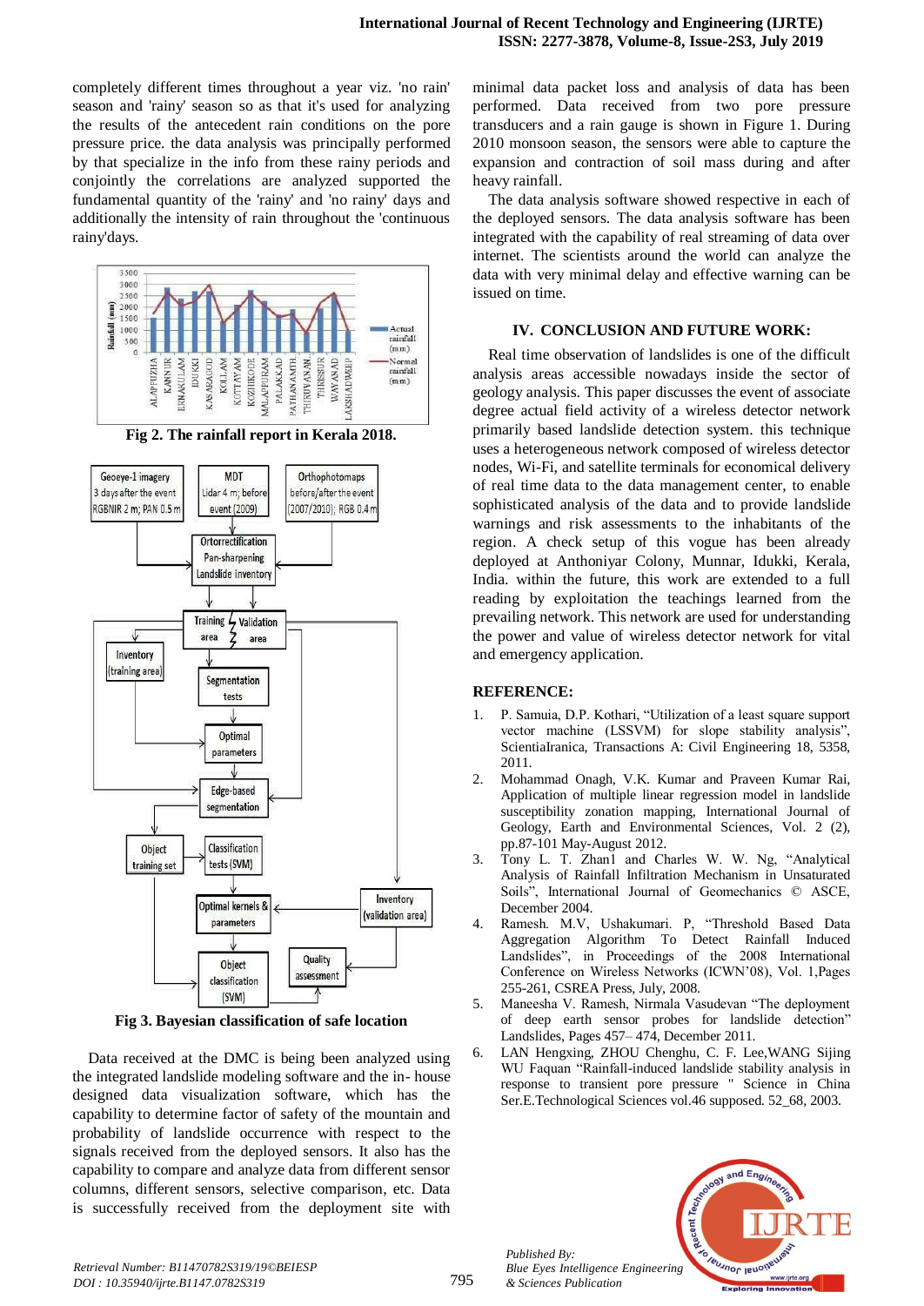completely different times throughout a year viz. 'no rain' season and 'rainy' season so as that it's used for analyzing the results of the antecedent rain conditions on the pore pressure price. the data analysis was principally performed by that specialize in the info from these rainy periods and conjointly the correlations are analyzed supported the fundamental quantity of the 'rainy' and 'no rainy' days and additionally the intensity of rain throughout the 'continuous rainy'days.

Rainfall (mm)

3500
3000
2500
2000
1500
1000
500
0

ALAPPUZHA
KANNUR
ERNAKULAM
IDUKKI
KASARAGOD
KOLLAM
KOTTAYAM
KOZHIKODE
MALAPPURAM
PALAKKAD
PATHANAMTH...
THIRUVANAN...
THRISSUR
WAYANAD
LAKSHADWEEP

Actual rainfall (mm)
Normal rainfall (mm)

**Fig 2. The rainfall report in Kerala 2018.**

Geoeye-1 imagery 3 days after the event RGBNIR 2 m; PAN 0.5 m
MDT Lidar 4 m; before event (2009)
Orthophotomaps before/after the event (2007/2010); RGB 0.4 m
Ortorrectification
Pan-sharpening
Landslide inventory
Training area
Validation area
Inventory (training area)
Segmentation tests
Optimal parameters
Edge-based segmentation
Object training set
Classification tests (SVM)
Optimal kernels & parameters
Inventory (validation area)
Object classification (SVM)
Quality assessment

**Fig 3. Bayesian classification of safe location**

Data received at the DMC is being been analyzed using the integrated landslide modeling software and the in- house designed data visualization software, which has the capability to determine factor of safety of the mountain and probability of landslide occurrence with respect to the signals received from the deployed sensors. It also has the capability to compare and analyze data from different sensor columns, different sensors, selective comparison, etc. Data is successfully received from the deployment site with minimal data packet loss and analysis of data has been performed. Data received from two pore pressure transducers and a rain gauge is shown in Figure 1. During 2010 monsoon season, the sensors were able to capture the expansion and contraction of soil mass during and after heavy rainfall.

The data analysis software showed respective in each of the deployed sensors. The data analysis software has been integrated with the capability of real streaming of data over internet. The scientists around the world can analyze the data with very minimal delay and effective warning can be issued on time.

## IV. CONCLUSION AND FUTURE WORK:

Real time observation of landslides is one of the difficult analysis areas accessible nowadays inside the sector of geology analysis. This paper discusses the event of associate degree actual field activity of a wireless detector network primarily based landslide detection system. this technique uses a heterogeneous network composed of wireless detector nodes, Wi-Fi, and satellite terminals for economical delivery of real time data to the data management center, to enable sophisticated analysis of the data and to provide landslide warnings and risk assessments to the inhabitants of the region. A check setup of this vogue has been already deployed at Anthoniyar Colony, Munnar, Idukki, Kerala, India. within the future, this work are extended to a full reading by exploitation the teachings learned from the prevailing network. This network are used for understanding the power and value of wireless detector network for vital and emergency application.

## REFERENCE:

1. P. Samuia, D.P. Kothari, "Utilization of a least square support vector machine (LSSVM) for slope stability analysis", ScientiaIranica, Transactions A: Civil Engineering 18, 5358, 2011.
2. Mohammad Onagh, V.K. Kumar and Praveen Kumar Rai, Application of multiple linear regression model in landslide susceptibility zonation mapping, International Journal of Geology, Earth and Environmental Sciences, Vol. 2 (2), pp.87-101 May-August 2012.
3. Tony L. T. Zhan1 and Charles W. W. Ng, "Analytical Analysis of Rainfall Infiltration Mechanism in Unsaturated Soils", International Journal of Geomechanics © ASCE, December 2004.
4. Ramesh. M.V, Ushakumari. P, "Threshold Based Data Aggregation Algorithm To Detect Rainfall Induced Landslides", in Proceedings of the 2008 International Conference on Wireless Networks (ICWN'08), Vol. 1,Pages 255-261, CSREA Press, July, 2008.
5. Maneesha V. Ramesh, Nirmala Vasudevan "The deployment of deep earth sensor probes for landslide detection" Landslides, Pages 457– 474, December 2011.
6. LAN Hengxing, ZHOU Chenghu, C. F. Lee,WANG Sijing WU Faquan "Rainfall-induced landslide stability analysis in response to transient pore pressure " Science in China Ser.E.Technological Sciences vol.46 supposed. 52_68, 2003.